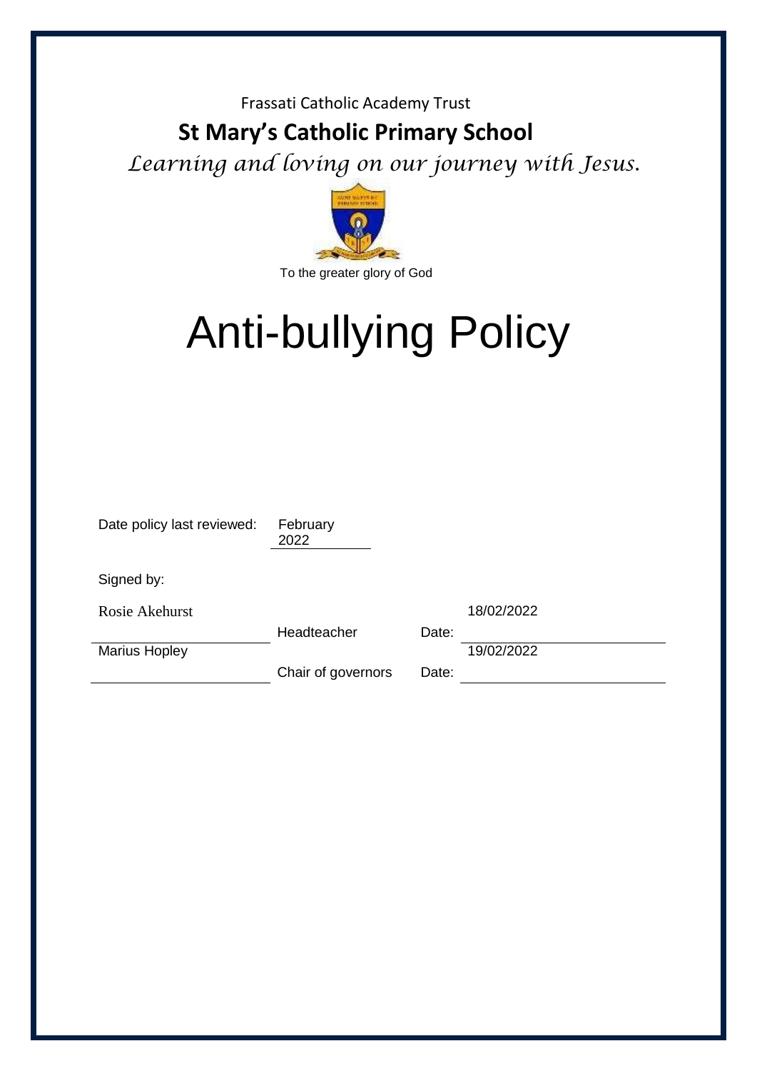Frassati Catholic Academy Trust

## St Mary's Catholic Primary School

*Learning and loving on our journey with Jesus.*

To the greater glory of God

# Anti-bullying Policy

Date policy last reviewed: February 2022

Signed by:

| Name | Role | | Date |
|---|---|---|---|
| Rosie Akehurst | Headteacher | Date: | 18/02/2022 |
| Marius Hopley | Chair of governors | Date: | 19/02/2022 |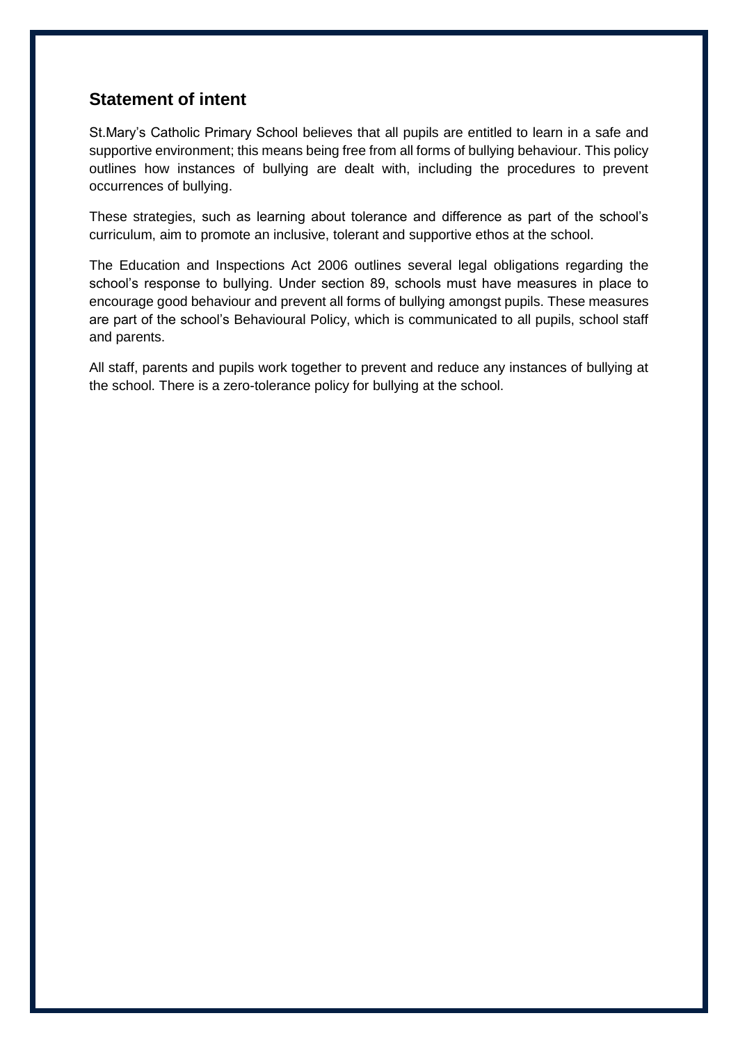## Statement of intent

St.Mary's Catholic Primary School believes that all pupils are entitled to learn in a safe and supportive environment; this means being free from all forms of bullying behaviour. This policy outlines how instances of bullying are dealt with, including the procedures to prevent occurrences of bullying.

These strategies, such as learning about tolerance and difference as part of the school's curriculum, aim to promote an inclusive, tolerant and supportive ethos at the school.

The Education and Inspections Act 2006 outlines several legal obligations regarding the school's response to bullying. Under section 89, schools must have measures in place to encourage good behaviour and prevent all forms of bullying amongst pupils. These measures are part of the school's Behavioural Policy, which is communicated to all pupils, school staff and parents.

All staff, parents and pupils work together to prevent and reduce any instances of bullying at the school. There is a zero-tolerance policy for bullying at the school.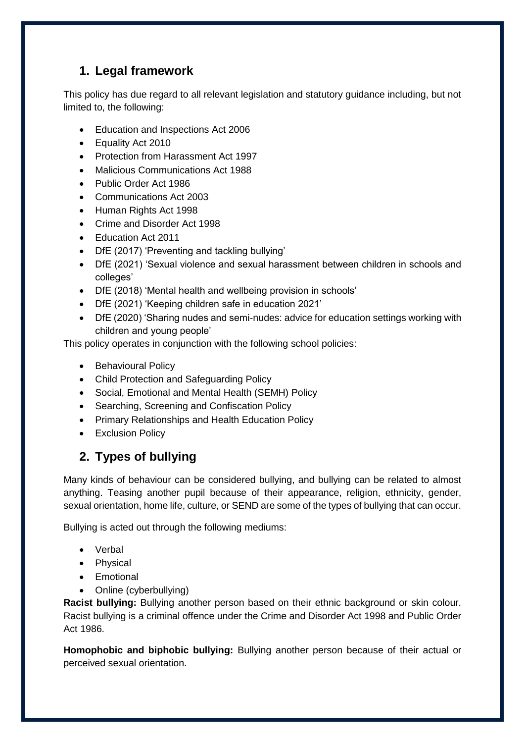## 1. Legal framework

This policy has due regard to all relevant legislation and statutory guidance including, but not limited to, the following:

- Education and Inspections Act 2006
- Equality Act 2010
- Protection from Harassment Act 1997
- Malicious Communications Act 1988
- Public Order Act 1986
- Communications Act 2003
- Human Rights Act 1998
- Crime and Disorder Act 1998
- Education Act 2011
- DfE (2017) 'Preventing and tackling bullying'
- DfE (2021) 'Sexual violence and sexual harassment between children in schools and colleges'
- DfE (2018) 'Mental health and wellbeing provision in schools'
- DfE (2021) 'Keeping children safe in education 2021'
- DfE (2020) 'Sharing nudes and semi-nudes: advice for education settings working with children and young people'

This policy operates in conjunction with the following school policies:

- Behavioural Policy
- Child Protection and Safeguarding Policy
- Social, Emotional and Mental Health (SEMH) Policy
- Searching, Screening and Confiscation Policy
- Primary Relationships and Health Education Policy
- Exclusion Policy

## 2. Types of bullying

Many kinds of behaviour can be considered bullying, and bullying can be related to almost anything. Teasing another pupil because of their appearance, religion, ethnicity, gender, sexual orientation, home life, culture, or SEND are some of the types of bullying that can occur.

Bullying is acted out through the following mediums:

- Verbal
- Physical
- Emotional
- Online (cyberbullying)

**Racist bullying:** Bullying another person based on their ethnic background or skin colour. Racist bullying is a criminal offence under the Crime and Disorder Act 1998 and Public Order Act 1986.

**Homophobic and biphobic bullying:** Bullying another person because of their actual or perceived sexual orientation.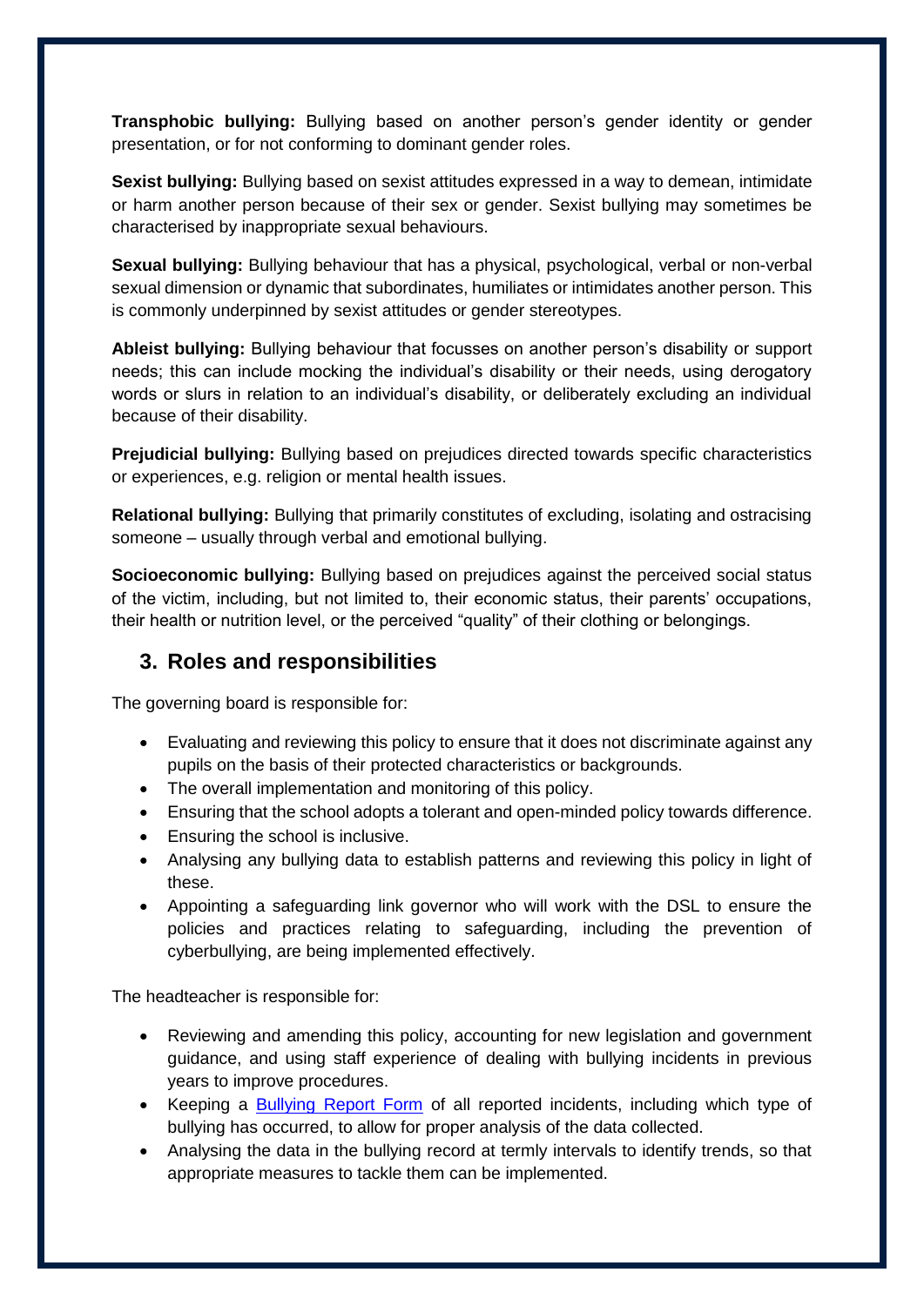**Transphobic bullying:** Bullying based on another person's gender identity or gender presentation, or for not conforming to dominant gender roles.

**Sexist bullying:** Bullying based on sexist attitudes expressed in a way to demean, intimidate or harm another person because of their sex or gender. Sexist bullying may sometimes be characterised by inappropriate sexual behaviours.

**Sexual bullying:** Bullying behaviour that has a physical, psychological, verbal or non-verbal sexual dimension or dynamic that subordinates, humiliates or intimidates another person. This is commonly underpinned by sexist attitudes or gender stereotypes.

**Ableist bullying:** Bullying behaviour that focusses on another person's disability or support needs; this can include mocking the individual's disability or their needs, using derogatory words or slurs in relation to an individual's disability, or deliberately excluding an individual because of their disability.

**Prejudicial bullying:** Bullying based on prejudices directed towards specific characteristics or experiences, e.g. religion or mental health issues.

**Relational bullying:** Bullying that primarily constitutes of excluding, isolating and ostracising someone – usually through verbal and emotional bullying.

**Socioeconomic bullying:** Bullying based on prejudices against the perceived social status of the victim, including, but not limited to, their economic status, their parents' occupations, their health or nutrition level, or the perceived "quality" of their clothing or belongings.

## 3. Roles and responsibilities

The governing board is responsible for:

- Evaluating and reviewing this policy to ensure that it does not discriminate against any pupils on the basis of their protected characteristics or backgrounds.
- The overall implementation and monitoring of this policy.
- Ensuring that the school adopts a tolerant and open-minded policy towards difference.
- Ensuring the school is inclusive.
- Analysing any bullying data to establish patterns and reviewing this policy in light of these.
- Appointing a safeguarding link governor who will work with the DSL to ensure the policies and practices relating to safeguarding, including the prevention of cyberbullying, are being implemented effectively.

The headteacher is responsible for:

- Reviewing and amending this policy, accounting for new legislation and government guidance, and using staff experience of dealing with bullying incidents in previous years to improve procedures.
- Keeping a Bullying Report Form of all reported incidents, including which type of bullying has occurred, to allow for proper analysis of the data collected.
- Analysing the data in the bullying record at termly intervals to identify trends, so that appropriate measures to tackle them can be implemented.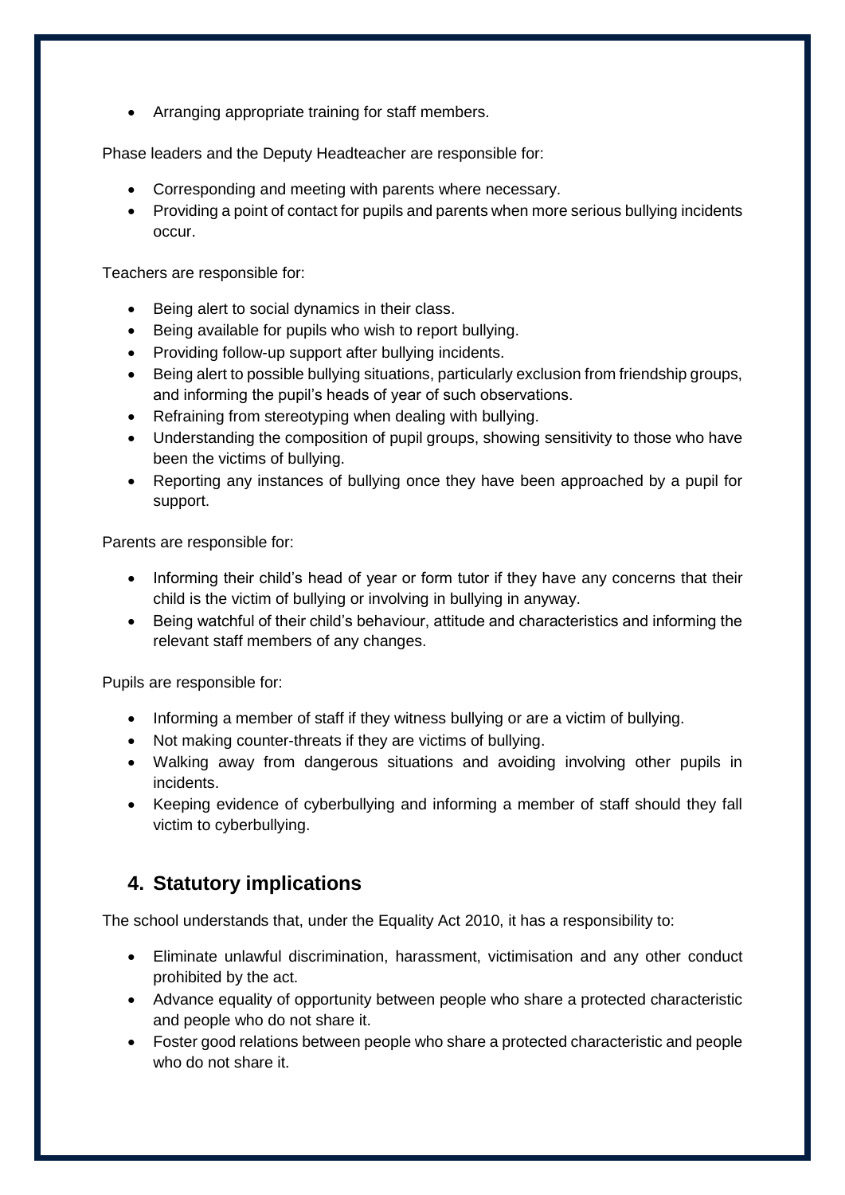- Arranging appropriate training for staff members.

Phase leaders and the Deputy Headteacher are responsible for:

- Corresponding and meeting with parents where necessary.
- Providing a point of contact for pupils and parents when more serious bullying incidents occur.

Teachers are responsible for:

- Being alert to social dynamics in their class.
- Being available for pupils who wish to report bullying.
- Providing follow-up support after bullying incidents.
- Being alert to possible bullying situations, particularly exclusion from friendship groups, and informing the pupil's heads of year of such observations.
- Refraining from stereotyping when dealing with bullying.
- Understanding the composition of pupil groups, showing sensitivity to those who have been the victims of bullying.
- Reporting any instances of bullying once they have been approached by a pupil for support.

Parents are responsible for:

- Informing their child's head of year or form tutor if they have any concerns that their child is the victim of bullying or involving in bullying in anyway.
- Being watchful of their child's behaviour, attitude and characteristics and informing the relevant staff members of any changes.

Pupils are responsible for:

- Informing a member of staff if they witness bullying or are a victim of bullying.
- Not making counter-threats if they are victims of bullying.
- Walking away from dangerous situations and avoiding involving other pupils in incidents.
- Keeping evidence of cyberbullying and informing a member of staff should they fall victim to cyberbullying.

## 4. Statutory implications

The school understands that, under the Equality Act 2010, it has a responsibility to:

- Eliminate unlawful discrimination, harassment, victimisation and any other conduct prohibited by the act.
- Advance equality of opportunity between people who share a protected characteristic and people who do not share it.
- Foster good relations between people who share a protected characteristic and people who do not share it.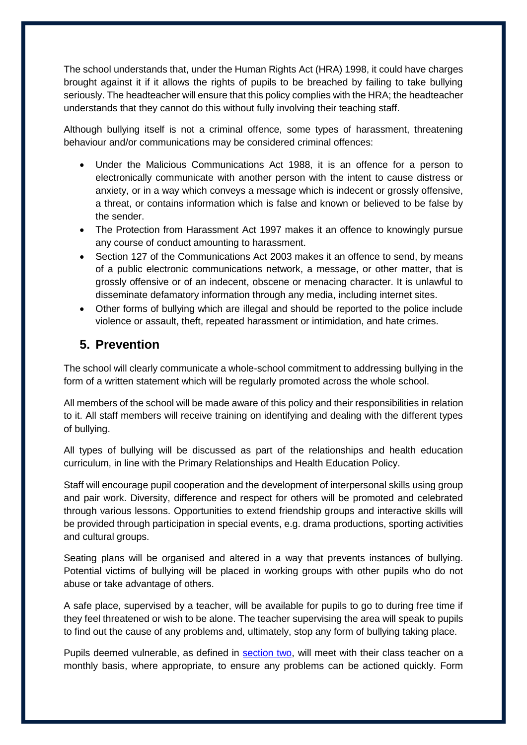The school understands that, under the Human Rights Act (HRA) 1998, it could have charges brought against it if it allows the rights of pupils to be breached by failing to take bullying seriously. The headteacher will ensure that this policy complies with the HRA; the headteacher understands that they cannot do this without fully involving their teaching staff.

Although bullying itself is not a criminal offence, some types of harassment, threatening behaviour and/or communications may be considered criminal offences:

- Under the Malicious Communications Act 1988, it is an offence for a person to electronically communicate with another person with the intent to cause distress or anxiety, or in a way which conveys a message which is indecent or grossly offensive, a threat, or contains information which is false and known or believed to be false by the sender.
- The Protection from Harassment Act 1997 makes it an offence to knowingly pursue any course of conduct amounting to harassment.
- Section 127 of the Communications Act 2003 makes it an offence to send, by means of a public electronic communications network, a message, or other matter, that is grossly offensive or of an indecent, obscene or menacing character. It is unlawful to disseminate defamatory information through any media, including internet sites.
- Other forms of bullying which are illegal and should be reported to the police include violence or assault, theft, repeated harassment or intimidation, and hate crimes.

## 5. Prevention

The school will clearly communicate a whole-school commitment to addressing bullying in the form of a written statement which will be regularly promoted across the whole school.

All members of the school will be made aware of this policy and their responsibilities in relation to it. All staff members will receive training on identifying and dealing with the different types of bullying.

All types of bullying will be discussed as part of the relationships and health education curriculum, in line with the Primary Relationships and Health Education Policy.

Staff will encourage pupil cooperation and the development of interpersonal skills using group and pair work. Diversity, difference and respect for others will be promoted and celebrated through various lessons. Opportunities to extend friendship groups and interactive skills will be provided through participation in special events, e.g. drama productions, sporting activities and cultural groups.

Seating plans will be organised and altered in a way that prevents instances of bullying. Potential victims of bullying will be placed in working groups with other pupils who do not abuse or take advantage of others.

A safe place, supervised by a teacher, will be available for pupils to go to during free time if they feel threatened or wish to be alone. The teacher supervising the area will speak to pupils to find out the cause of any problems and, ultimately, stop any form of bullying taking place.

Pupils deemed vulnerable, as defined in [section two](#), will meet with their class teacher on a monthly basis, where appropriate, to ensure any problems can be actioned quickly. Form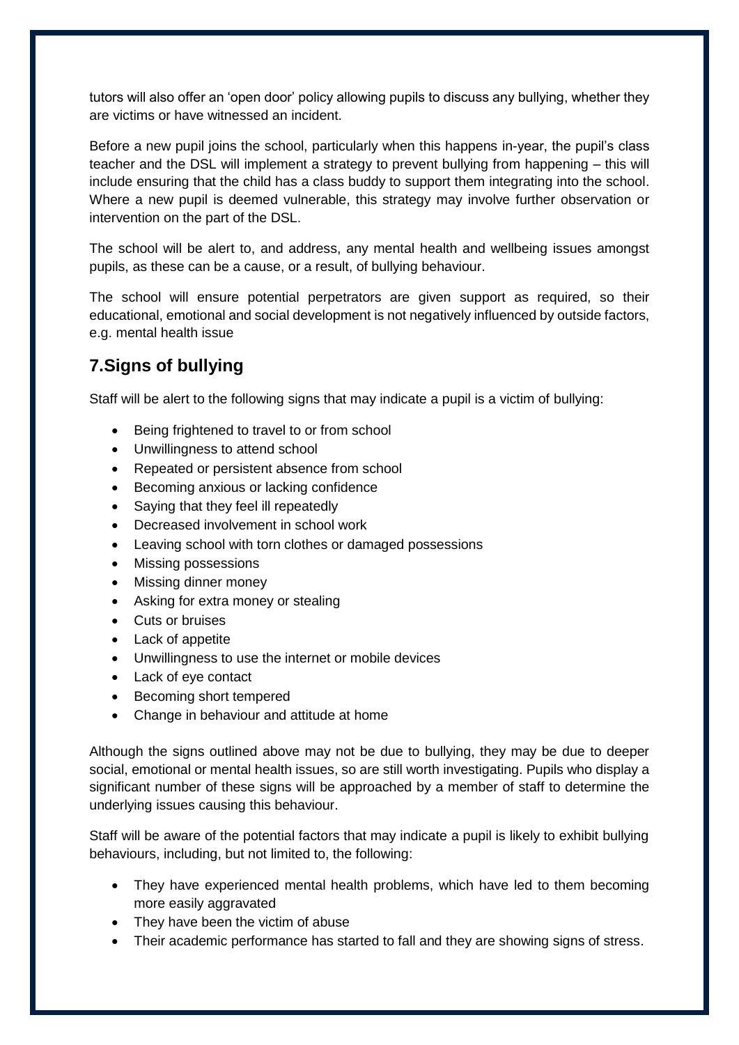tutors will also offer an 'open door' policy allowing pupils to discuss any bullying, whether they are victims or have witnessed an incident.

Before a new pupil joins the school, particularly when this happens in-year, the pupil's class teacher and the DSL will implement a strategy to prevent bullying from happening – this will include ensuring that the child has a class buddy to support them integrating into the school. Where a new pupil is deemed vulnerable, this strategy may involve further observation or intervention on the part of the DSL.

The school will be alert to, and address, any mental health and wellbeing issues amongst pupils, as these can be a cause, or a result, of bullying behaviour.

The school will ensure potential perpetrators are given support as required, so their educational, emotional and social development is not negatively influenced by outside factors, e.g. mental health issue

## 7.Signs of bullying

Staff will be alert to the following signs that may indicate a pupil is a victim of bullying:

- Being frightened to travel to or from school
- Unwillingness to attend school
- Repeated or persistent absence from school
- Becoming anxious or lacking confidence
- Saying that they feel ill repeatedly
- Decreased involvement in school work
- Leaving school with torn clothes or damaged possessions
- Missing possessions
- Missing dinner money
- Asking for extra money or stealing
- Cuts or bruises
- Lack of appetite
- Unwillingness to use the internet or mobile devices
- Lack of eye contact
- Becoming short tempered
- Change in behaviour and attitude at home

Although the signs outlined above may not be due to bullying, they may be due to deeper social, emotional or mental health issues, so are still worth investigating. Pupils who display a significant number of these signs will be approached by a member of staff to determine the underlying issues causing this behaviour.

Staff will be aware of the potential factors that may indicate a pupil is likely to exhibit bullying behaviours, including, but not limited to, the following:

- They have experienced mental health problems, which have led to them becoming more easily aggravated
- They have been the victim of abuse
- Their academic performance has started to fall and they are showing signs of stress.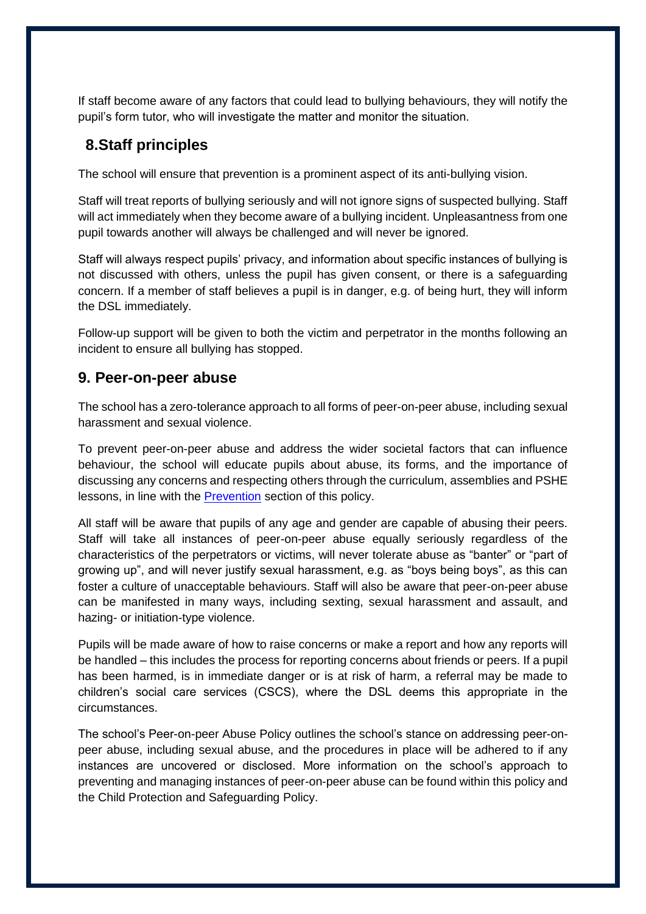If staff become aware of any factors that could lead to bullying behaviours, they will notify the pupil's form tutor, who will investigate the matter and monitor the situation.

## 8.Staff principles

The school will ensure that prevention is a prominent aspect of its anti-bullying vision.

Staff will treat reports of bullying seriously and will not ignore signs of suspected bullying. Staff will act immediately when they become aware of a bullying incident. Unpleasantness from one pupil towards another will always be challenged and will never be ignored.

Staff will always respect pupils' privacy, and information about specific instances of bullying is not discussed with others, unless the pupil has given consent, or there is a safeguarding concern. If a member of staff believes a pupil is in danger, e.g. of being hurt, they will inform the DSL immediately.

Follow-up support will be given to both the victim and perpetrator in the months following an incident to ensure all bullying has stopped.

## 9. Peer-on-peer abuse

The school has a zero-tolerance approach to all forms of peer-on-peer abuse, including sexual harassment and sexual violence.

To prevent peer-on-peer abuse and address the wider societal factors that can influence behaviour, the school will educate pupils about abuse, its forms, and the importance of discussing any concerns and respecting others through the curriculum, assemblies and PSHE lessons, in line with the [Prevention](#) section of this policy.

All staff will be aware that pupils of any age and gender are capable of abusing their peers. Staff will take all instances of peer-on-peer abuse equally seriously regardless of the characteristics of the perpetrators or victims, will never tolerate abuse as "banter" or "part of growing up", and will never justify sexual harassment, e.g. as "boys being boys", as this can foster a culture of unacceptable behaviours. Staff will also be aware that peer-on-peer abuse can be manifested in many ways, including sexting, sexual harassment and assault, and hazing- or initiation-type violence.

Pupils will be made aware of how to raise concerns or make a report and how any reports will be handled – this includes the process for reporting concerns about friends or peers. If a pupil has been harmed, is in immediate danger or is at risk of harm, a referral may be made to children's social care services (CSCS), where the DSL deems this appropriate in the circumstances.

The school's Peer-on-peer Abuse Policy outlines the school's stance on addressing peer-on-peer abuse, including sexual abuse, and the procedures in place will be adhered to if any instances are uncovered or disclosed. More information on the school's approach to preventing and managing instances of peer-on-peer abuse can be found within this policy and the Child Protection and Safeguarding Policy.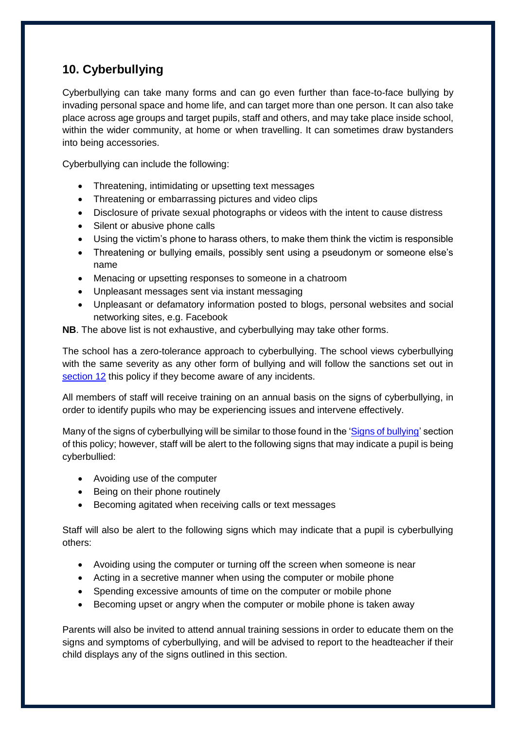## 10. Cyberbullying

Cyberbullying can take many forms and can go even further than face-to-face bullying by invading personal space and home life, and can target more than one person. It can also take place across age groups and target pupils, staff and others, and may take place inside school, within the wider community, at home or when travelling. It can sometimes draw bystanders into being accessories.

Cyberbullying can include the following:

- Threatening, intimidating or upsetting text messages
- Threatening or embarrassing pictures and video clips
- Disclosure of private sexual photographs or videos with the intent to cause distress
- Silent or abusive phone calls
- Using the victim's phone to harass others, to make them think the victim is responsible
- Threatening or bullying emails, possibly sent using a pseudonym or someone else's name
- Menacing or upsetting responses to someone in a chatroom
- Unpleasant messages sent via instant messaging
- Unpleasant or defamatory information posted to blogs, personal websites and social networking sites, e.g. Facebook

**NB**. The above list is not exhaustive, and cyberbullying may take other forms.

The school has a zero-tolerance approach to cyberbullying. The school views cyberbullying with the same severity as any other form of bullying and will follow the sanctions set out in section 12 this policy if they become aware of any incidents.

All members of staff will receive training on an annual basis on the signs of cyberbullying, in order to identify pupils who may be experiencing issues and intervene effectively.

Many of the signs of cyberbullying will be similar to those found in the 'Signs of bullying' section of this policy; however, staff will be alert to the following signs that may indicate a pupil is being cyberbullied:

- Avoiding use of the computer
- Being on their phone routinely
- Becoming agitated when receiving calls or text messages

Staff will also be alert to the following signs which may indicate that a pupil is cyberbullying others:

- Avoiding using the computer or turning off the screen when someone is near
- Acting in a secretive manner when using the computer or mobile phone
- Spending excessive amounts of time on the computer or mobile phone
- Becoming upset or angry when the computer or mobile phone is taken away

Parents will also be invited to attend annual training sessions in order to educate them on the signs and symptoms of cyberbullying, and will be advised to report to the headteacher if their child displays any of the signs outlined in this section.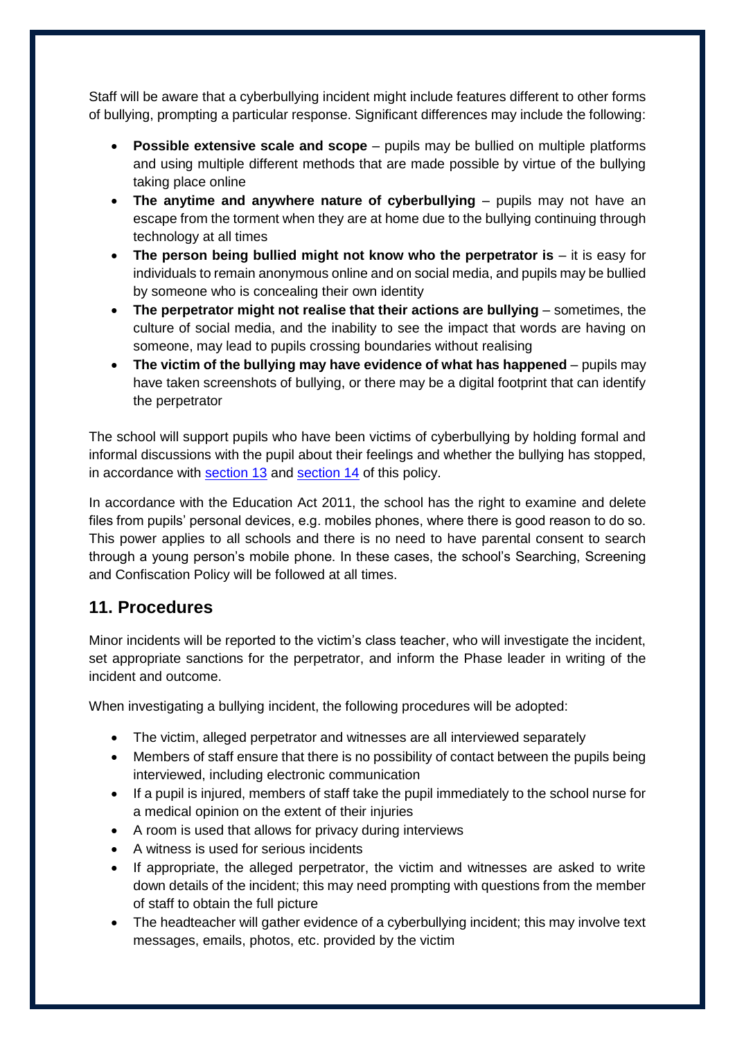Staff will be aware that a cyberbullying incident might include features different to other forms of bullying, prompting a particular response. Significant differences may include the following:

- **Possible extensive scale and scope** – pupils may be bullied on multiple platforms and using multiple different methods that are made possible by virtue of the bullying taking place online
- **The anytime and anywhere nature of cyberbullying** – pupils may not have an escape from the torment when they are at home due to the bullying continuing through technology at all times
- **The person being bullied might not know who the perpetrator is** – it is easy for individuals to remain anonymous online and on social media, and pupils may be bullied by someone who is concealing their own identity
- **The perpetrator might not realise that their actions are bullying** – sometimes, the culture of social media, and the inability to see the impact that words are having on someone, may lead to pupils crossing boundaries without realising
- **The victim of the bullying may have evidence of what has happened** – pupils may have taken screenshots of bullying, or there may be a digital footprint that can identify the perpetrator

The school will support pupils who have been victims of cyberbullying by holding formal and informal discussions with the pupil about their feelings and whether the bullying has stopped, in accordance with section 13 and section 14 of this policy.

In accordance with the Education Act 2011, the school has the right to examine and delete files from pupils' personal devices, e.g. mobiles phones, where there is good reason to do so. This power applies to all schools and there is no need to have parental consent to search through a young person's mobile phone. In these cases, the school's Searching, Screening and Confiscation Policy will be followed at all times.

## 11. Procedures

Minor incidents will be reported to the victim's class teacher, who will investigate the incident, set appropriate sanctions for the perpetrator, and inform the Phase leader in writing of the incident and outcome.

When investigating a bullying incident, the following procedures will be adopted:

- The victim, alleged perpetrator and witnesses are all interviewed separately
- Members of staff ensure that there is no possibility of contact between the pupils being interviewed, including electronic communication
- If a pupil is injured, members of staff take the pupil immediately to the school nurse for a medical opinion on the extent of their injuries
- A room is used that allows for privacy during interviews
- A witness is used for serious incidents
- If appropriate, the alleged perpetrator, the victim and witnesses are asked to write down details of the incident; this may need prompting with questions from the member of staff to obtain the full picture
- The headteacher will gather evidence of a cyberbullying incident; this may involve text messages, emails, photos, etc. provided by the victim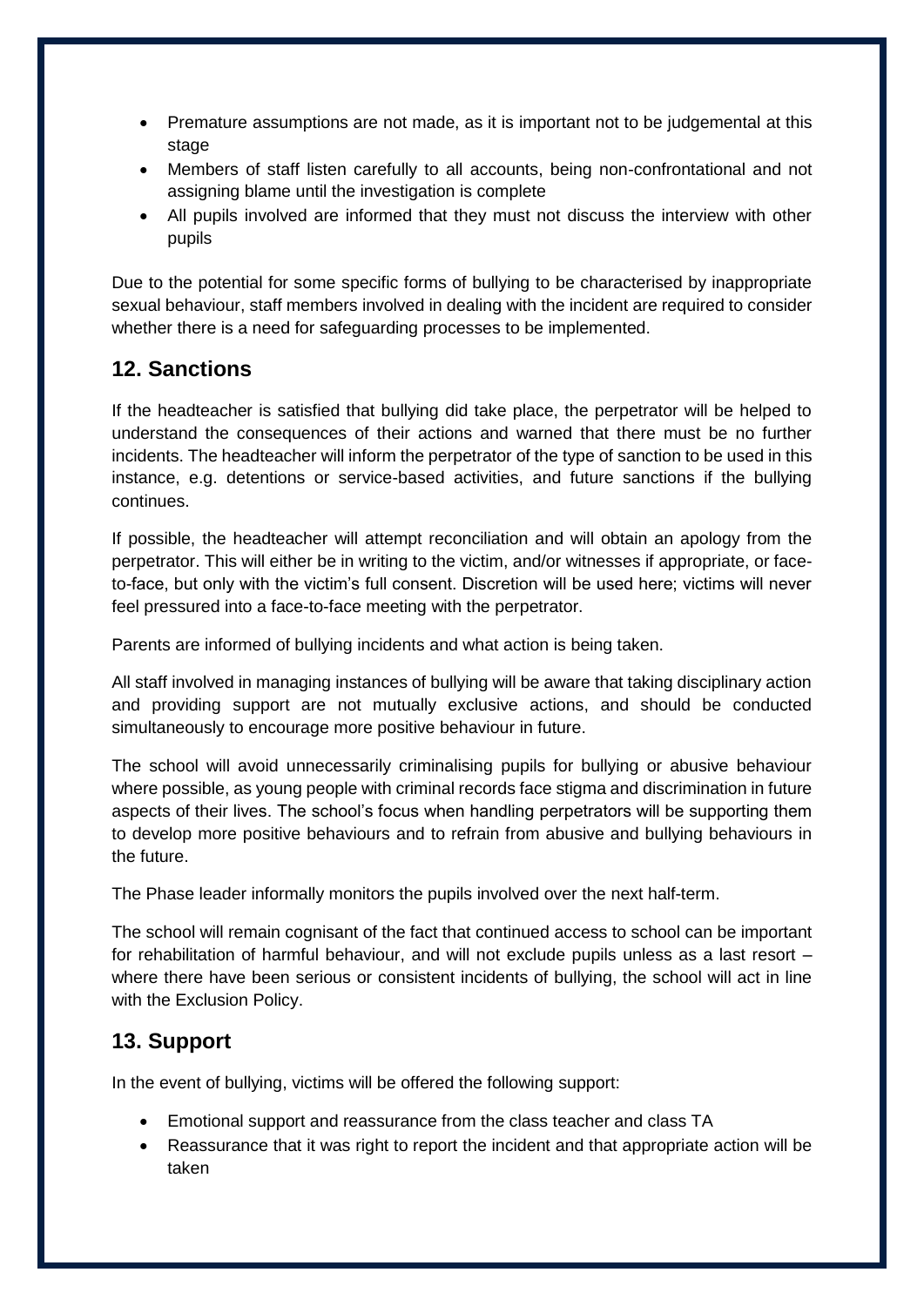- Premature assumptions are not made, as it is important not to be judgemental at this stage
- Members of staff listen carefully to all accounts, being non-confrontational and not assigning blame until the investigation is complete
- All pupils involved are informed that they must not discuss the interview with other pupils

Due to the potential for some specific forms of bullying to be characterised by inappropriate sexual behaviour, staff members involved in dealing with the incident are required to consider whether there is a need for safeguarding processes to be implemented.

## 12. Sanctions

If the headteacher is satisfied that bullying did take place, the perpetrator will be helped to understand the consequences of their actions and warned that there must be no further incidents. The headteacher will inform the perpetrator of the type of sanction to be used in this instance, e.g. detentions or service-based activities, and future sanctions if the bullying continues.

If possible, the headteacher will attempt reconciliation and will obtain an apology from the perpetrator. This will either be in writing to the victim, and/or witnesses if appropriate, or face-to-face, but only with the victim's full consent. Discretion will be used here; victims will never feel pressured into a face-to-face meeting with the perpetrator.

Parents are informed of bullying incidents and what action is being taken.

All staff involved in managing instances of bullying will be aware that taking disciplinary action and providing support are not mutually exclusive actions, and should be conducted simultaneously to encourage more positive behaviour in future.

The school will avoid unnecessarily criminalising pupils for bullying or abusive behaviour where possible, as young people with criminal records face stigma and discrimination in future aspects of their lives. The school's focus when handling perpetrators will be supporting them to develop more positive behaviours and to refrain from abusive and bullying behaviours in the future.

The Phase leader informally monitors the pupils involved over the next half-term.

The school will remain cognisant of the fact that continued access to school can be important for rehabilitation of harmful behaviour, and will not exclude pupils unless as a last resort – where there have been serious or consistent incidents of bullying, the school will act in line with the Exclusion Policy.

## 13. Support

In the event of bullying, victims will be offered the following support:

- Emotional support and reassurance from the class teacher and class TA
- Reassurance that it was right to report the incident and that appropriate action will be taken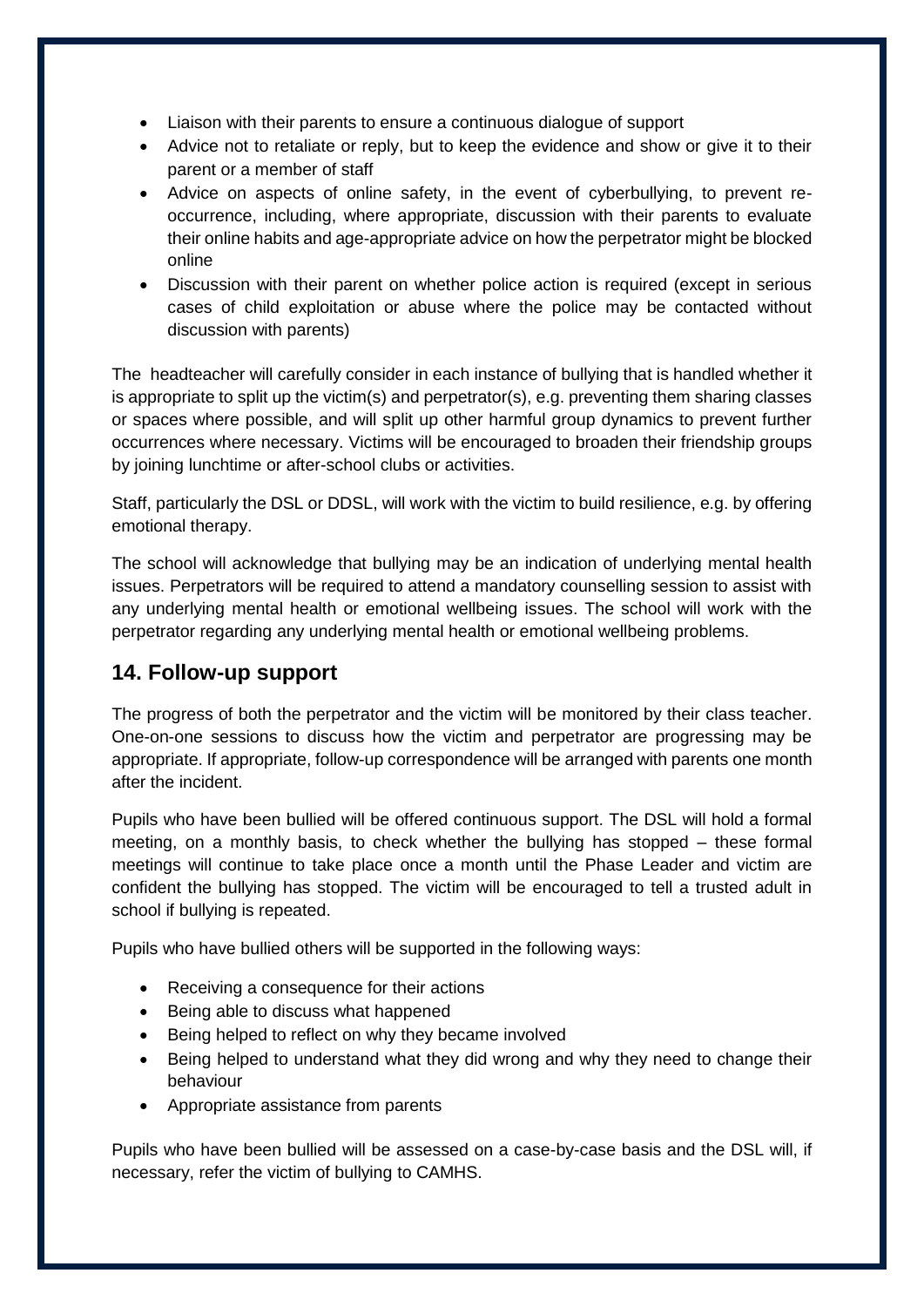- Liaison with their parents to ensure a continuous dialogue of support
- Advice not to retaliate or reply, but to keep the evidence and show or give it to their parent or a member of staff
- Advice on aspects of online safety, in the event of cyberbullying, to prevent re-occurrence, including, where appropriate, discussion with their parents to evaluate their online habits and age-appropriate advice on how the perpetrator might be blocked online
- Discussion with their parent on whether police action is required (except in serious cases of child exploitation or abuse where the police may be contacted without discussion with parents)

The headteacher will carefully consider in each instance of bullying that is handled whether it is appropriate to split up the victim(s) and perpetrator(s), e.g. preventing them sharing classes or spaces where possible, and will split up other harmful group dynamics to prevent further occurrences where necessary. Victims will be encouraged to broaden their friendship groups by joining lunchtime or after-school clubs or activities.

Staff, particularly the DSL or DDSL, will work with the victim to build resilience, e.g. by offering emotional therapy.

The school will acknowledge that bullying may be an indication of underlying mental health issues. Perpetrators will be required to attend a mandatory counselling session to assist with any underlying mental health or emotional wellbeing issues. The school will work with the perpetrator regarding any underlying mental health or emotional wellbeing problems.

## 14. Follow-up support

The progress of both the perpetrator and the victim will be monitored by their class teacher. One-on-one sessions to discuss how the victim and perpetrator are progressing may be appropriate. If appropriate, follow-up correspondence will be arranged with parents one month after the incident.

Pupils who have been bullied will be offered continuous support. The DSL will hold a formal meeting, on a monthly basis, to check whether the bullying has stopped – these formal meetings will continue to take place once a month until the Phase Leader and victim are confident the bullying has stopped. The victim will be encouraged to tell a trusted adult in school if bullying is repeated.

Pupils who have bullied others will be supported in the following ways:

- Receiving a consequence for their actions
- Being able to discuss what happened
- Being helped to reflect on why they became involved
- Being helped to understand what they did wrong and why they need to change their behaviour
- Appropriate assistance from parents

Pupils who have been bullied will be assessed on a case-by-case basis and the DSL will, if necessary, refer the victim of bullying to CAMHS.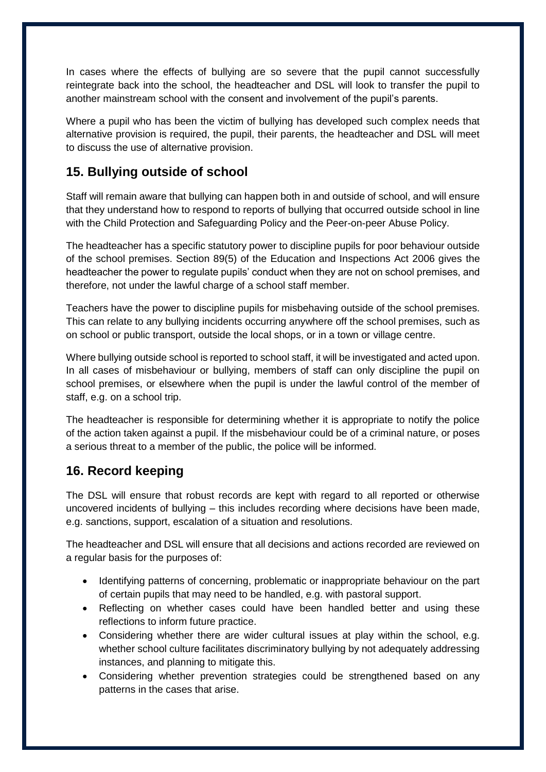In cases where the effects of bullying are so severe that the pupil cannot successfully reintegrate back into the school, the headteacher and DSL will look to transfer the pupil to another mainstream school with the consent and involvement of the pupil's parents.

Where a pupil who has been the victim of bullying has developed such complex needs that alternative provision is required, the pupil, their parents, the headteacher and DSL will meet to discuss the use of alternative provision.

## 15. Bullying outside of school

Staff will remain aware that bullying can happen both in and outside of school, and will ensure that they understand how to respond to reports of bullying that occurred outside school in line with the Child Protection and Safeguarding Policy and the Peer-on-peer Abuse Policy.

The headteacher has a specific statutory power to discipline pupils for poor behaviour outside of the school premises. Section 89(5) of the Education and Inspections Act 2006 gives the headteacher the power to regulate pupils' conduct when they are not on school premises, and therefore, not under the lawful charge of a school staff member.

Teachers have the power to discipline pupils for misbehaving outside of the school premises. This can relate to any bullying incidents occurring anywhere off the school premises, such as on school or public transport, outside the local shops, or in a town or village centre.

Where bullying outside school is reported to school staff, it will be investigated and acted upon. In all cases of misbehaviour or bullying, members of staff can only discipline the pupil on school premises, or elsewhere when the pupil is under the lawful control of the member of staff, e.g. on a school trip.

The headteacher is responsible for determining whether it is appropriate to notify the police of the action taken against a pupil. If the misbehaviour could be of a criminal nature, or poses a serious threat to a member of the public, the police will be informed.

## 16. Record keeping

The DSL will ensure that robust records are kept with regard to all reported or otherwise uncovered incidents of bullying – this includes recording where decisions have been made, e.g. sanctions, support, escalation of a situation and resolutions.

The headteacher and DSL will ensure that all decisions and actions recorded are reviewed on a regular basis for the purposes of:

- Identifying patterns of concerning, problematic or inappropriate behaviour on the part of certain pupils that may need to be handled, e.g. with pastoral support.
- Reflecting on whether cases could have been handled better and using these reflections to inform future practice.
- Considering whether there are wider cultural issues at play within the school, e.g. whether school culture facilitates discriminatory bullying by not adequately addressing instances, and planning to mitigate this.
- Considering whether prevention strategies could be strengthened based on any patterns in the cases that arise.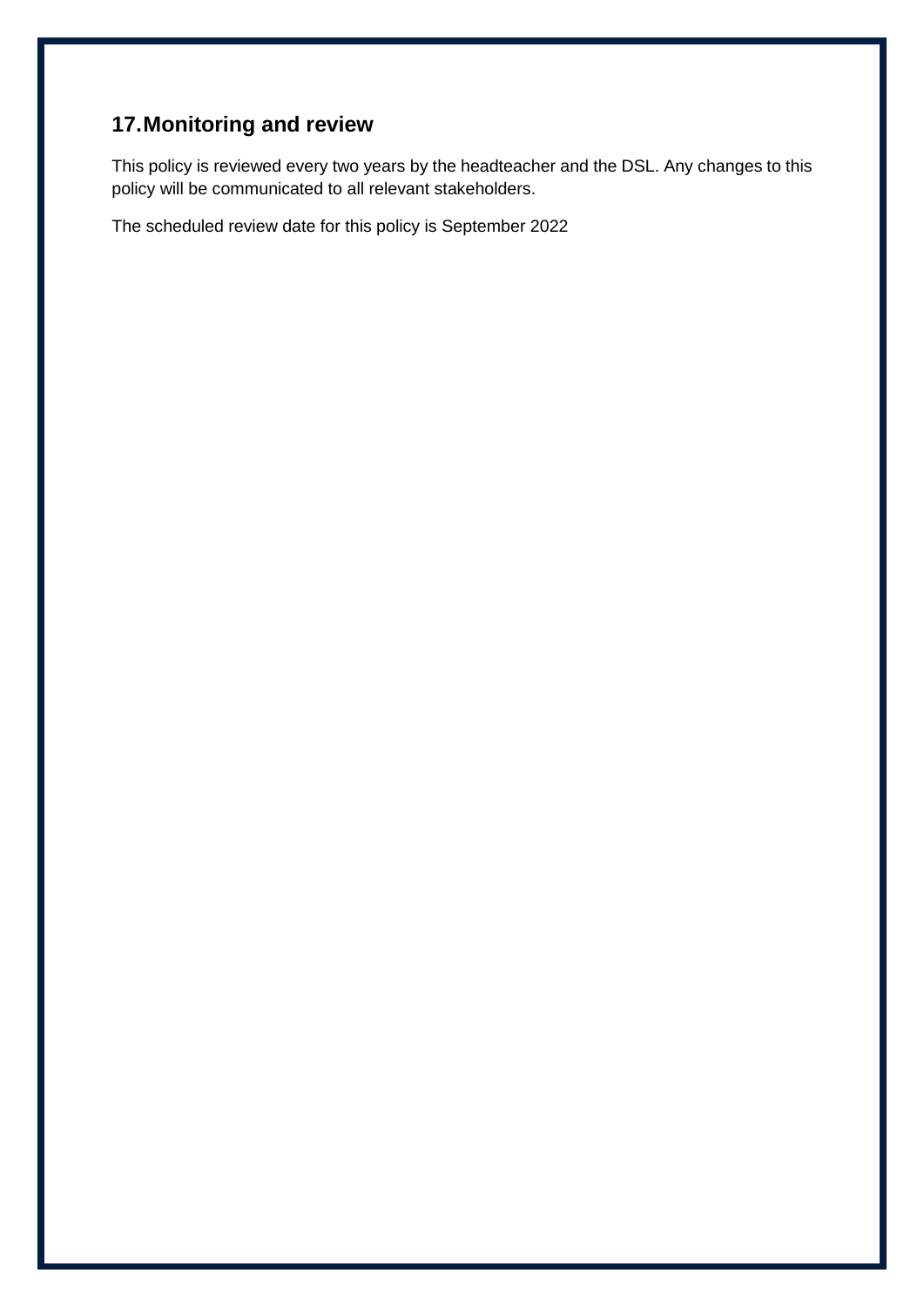## 17. Monitoring and review

This policy is reviewed every two years by the headteacher and the DSL. Any changes to this policy will be communicated to all relevant stakeholders.

The scheduled review date for this policy is September 2022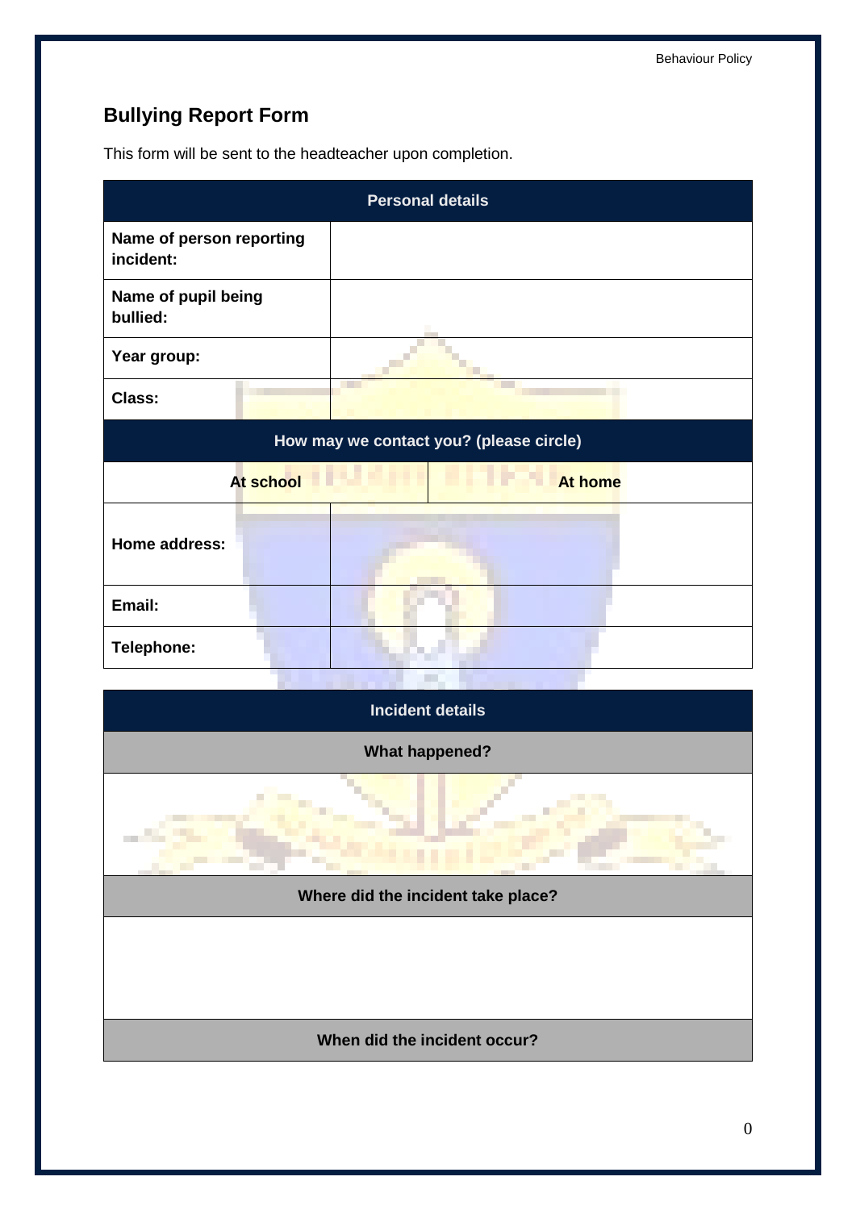## Bullying Report Form

This form will be sent to the headteacher upon completion.

| Personal details | |
|---|---|
| **Name of person reporting incident:** | |
| **Name of pupil being bullied:** | |
| **Year group:** | |
| **Class:** | |

| How may we contact you? (please circle) | |
|---|---|
| **At school** | **At home** |
| **Home address:** | |
| **Email:** | |
| **Telephone:** | |

| Incident details |
|---|
| **What happened?** |
| |
| **Where did the incident take place?** |
| |
| **When did the incident occur?** |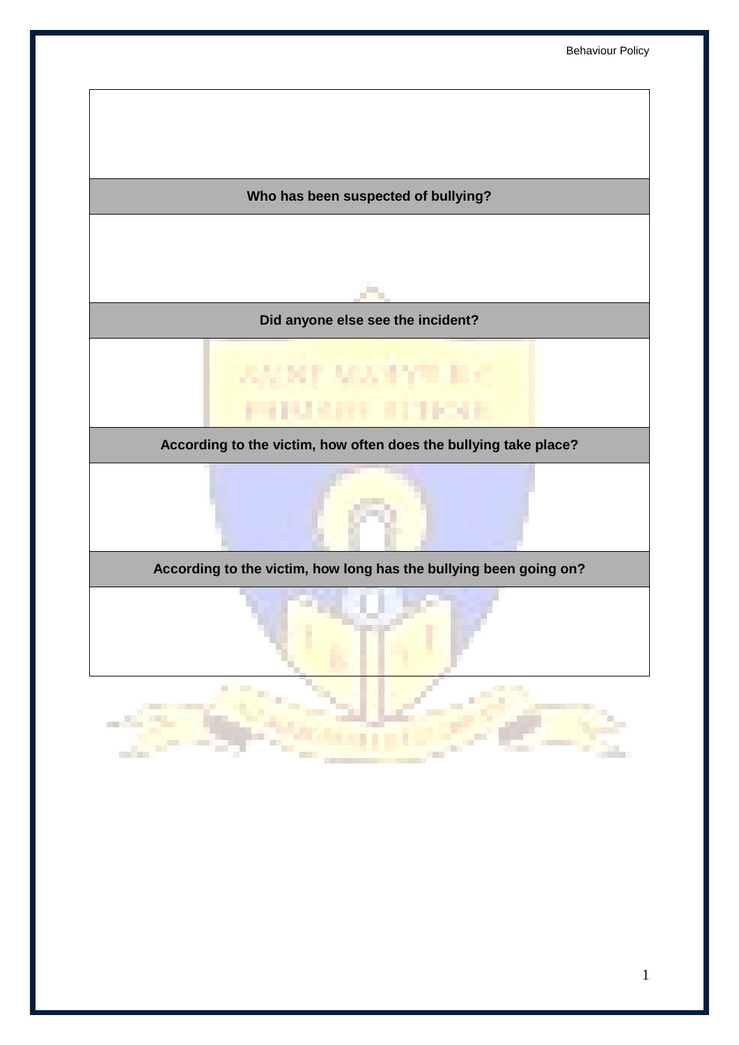| |
|---|
| |
| **Who has been suspected of bullying?** |
| |
| **Did anyone else see the incident?** |
| |
| **According to the victim, how often does the bullying take place?** |
| |
| **According to the victim, how long has the bullying been going on?** |
| |